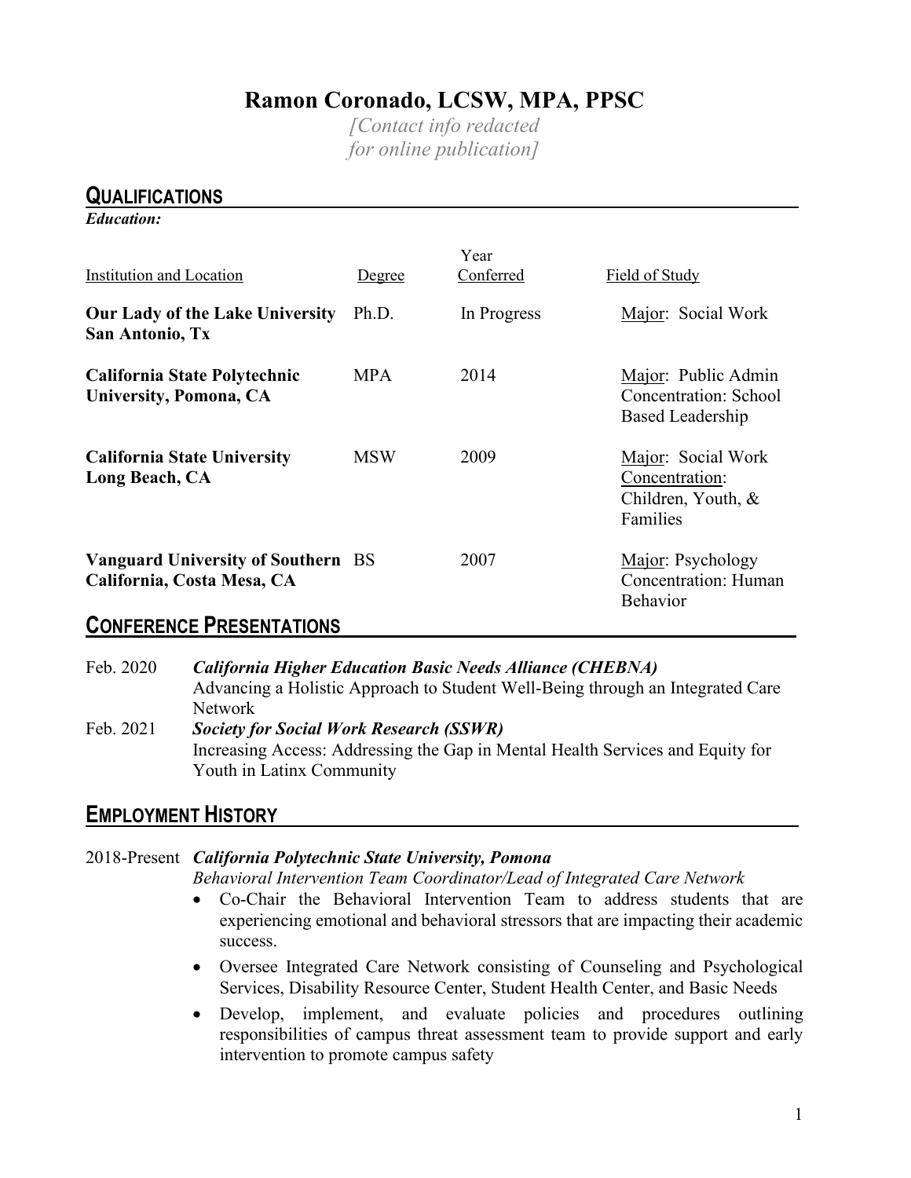# Ramon Coronado, LCSW, MPA, PPSC

*[Contact info redacted for online publication]*

## QUALIFICATIONS

***Education:***

| Institution and Location | Degree | Year Conferred | Field of Study |
|---|---|---|---|
| **Our Lady of the Lake University San Antonio, Tx** | Ph.D. | In Progress | Major: Social Work |
| **California State Polytechnic University, Pomona, CA** | MPA | 2014 | Major: Public Admin Concentration: School Based Leadership |
| **California State University Long Beach, CA** | MSW | 2009 | Major: Social Work Concentration: Children, Youth, & Families |
| **Vanguard University of Southern California, Costa Mesa, CA** | BS | 2007 | Major: Psychology Concentration: Human Behavior |

## CONFERENCE PRESENTATIONS

Feb. 2020 ***California Higher Education Basic Needs Alliance (CHEBNA)***
Advancing a Holistic Approach to Student Well-Being through an Integrated Care Network

Feb. 2021 ***Society for Social Work Research (SSWR)***
Increasing Access: Addressing the Gap in Mental Health Services and Equity for Youth in Latinx Community

## EMPLOYMENT HISTORY

2018-Present ***California Polytechnic State University, Pomona***
*Behavioral Intervention Team Coordinator/Lead of Integrated Care Network*

- Co-Chair the Behavioral Intervention Team to address students that are experiencing emotional and behavioral stressors that are impacting their academic success.
- Oversee Integrated Care Network consisting of Counseling and Psychological Services, Disability Resource Center, Student Health Center, and Basic Needs
- Develop, implement, and evaluate policies and procedures outlining responsibilities of campus threat assessment team to provide support and early intervention to promote campus safety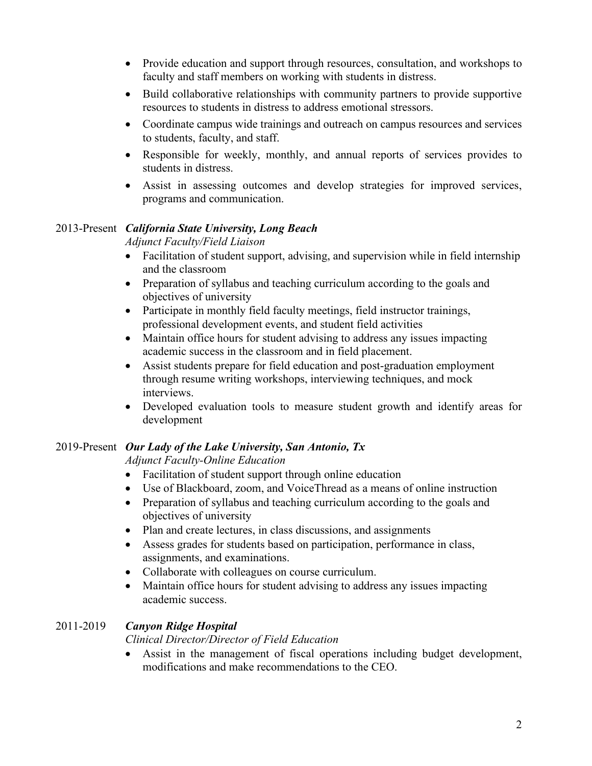- Provide education and support through resources, consultation, and workshops to faculty and staff members on working with students in distress.
- Build collaborative relationships with community partners to provide supportive resources to students in distress to address emotional stressors.
- Coordinate campus wide trainings and outreach on campus resources and services to students, faculty, and staff.
- Responsible for weekly, monthly, and annual reports of services provides to students in distress.
- Assist in assessing outcomes and develop strategies for improved services, programs and communication.

2013-Present ***California State University, Long Beach***

*Adjunct Faculty/Field Liaison*

- Facilitation of student support, advising, and supervision while in field internship and the classroom
- Preparation of syllabus and teaching curriculum according to the goals and objectives of university
- Participate in monthly field faculty meetings, field instructor trainings, professional development events, and student field activities
- Maintain office hours for student advising to address any issues impacting academic success in the classroom and in field placement.
- Assist students prepare for field education and post-graduation employment through resume writing workshops, interviewing techniques, and mock interviews.
- Developed evaluation tools to measure student growth and identify areas for development

2019-Present ***Our Lady of the Lake University, San Antonio, Tx***

*Adjunct Faculty-Online Education*

- Facilitation of student support through online education
- Use of Blackboard, zoom, and VoiceThread as a means of online instruction
- Preparation of syllabus and teaching curriculum according to the goals and objectives of university
- Plan and create lectures, in class discussions, and assignments
- Assess grades for students based on participation, performance in class, assignments, and examinations.
- Collaborate with colleagues on course curriculum.
- Maintain office hours for student advising to address any issues impacting academic success.

2011-2019 ***Canyon Ridge Hospital***

*Clinical Director/Director of Field Education*

- Assist in the management of fiscal operations including budget development, modifications and make recommendations to the CEO.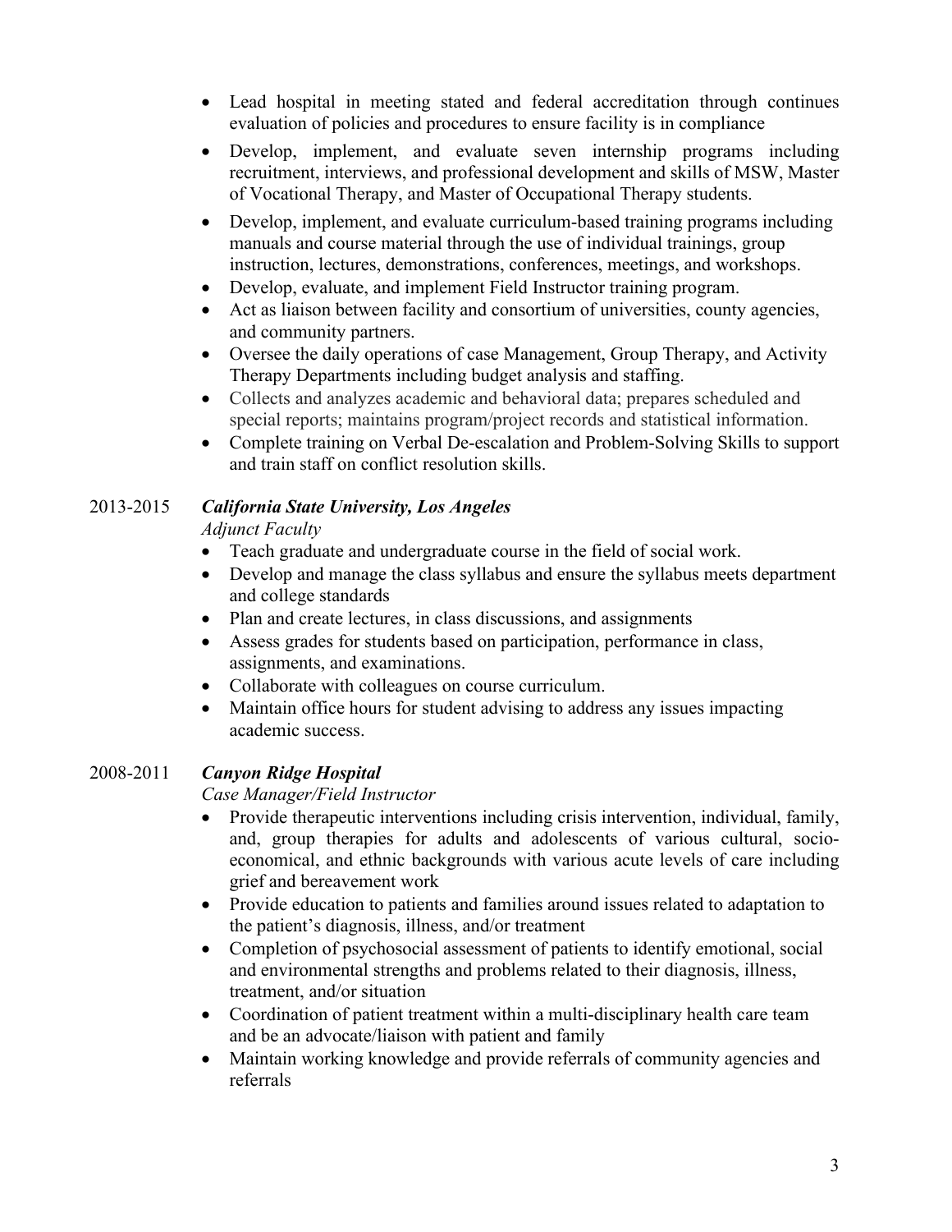- Lead hospital in meeting stated and federal accreditation through continues evaluation of policies and procedures to ensure facility is in compliance
- Develop, implement, and evaluate seven internship programs including recruitment, interviews, and professional development and skills of MSW, Master of Vocational Therapy, and Master of Occupational Therapy students.
- Develop, implement, and evaluate curriculum-based training programs including manuals and course material through the use of individual trainings, group instruction, lectures, demonstrations, conferences, meetings, and workshops.
- Develop, evaluate, and implement Field Instructor training program.
- Act as liaison between facility and consortium of universities, county agencies, and community partners.
- Oversee the daily operations of case Management, Group Therapy, and Activity Therapy Departments including budget analysis and staffing.
- Collects and analyzes academic and behavioral data; prepares scheduled and special reports; maintains program/project records and statistical information.
- Complete training on Verbal De-escalation and Problem-Solving Skills to support and train staff on conflict resolution skills.

2013-2015 ***California State University, Los Angeles***

*Adjunct Faculty*

- Teach graduate and undergraduate course in the field of social work.
- Develop and manage the class syllabus and ensure the syllabus meets department and college standards
- Plan and create lectures, in class discussions, and assignments
- Assess grades for students based on participation, performance in class, assignments, and examinations.
- Collaborate with colleagues on course curriculum.
- Maintain office hours for student advising to address any issues impacting academic success.

2008-2011 ***Canyon Ridge Hospital***

*Case Manager/Field Instructor*

- Provide therapeutic interventions including crisis intervention, individual, family, and, group therapies for adults and adolescents of various cultural, socio-economical, and ethnic backgrounds with various acute levels of care including grief and bereavement work
- Provide education to patients and families around issues related to adaptation to the patient's diagnosis, illness, and/or treatment
- Completion of psychosocial assessment of patients to identify emotional, social and environmental strengths and problems related to their diagnosis, illness, treatment, and/or situation
- Coordination of patient treatment within a multi-disciplinary health care team and be an advocate/liaison with patient and family
- Maintain working knowledge and provide referrals of community agencies and referrals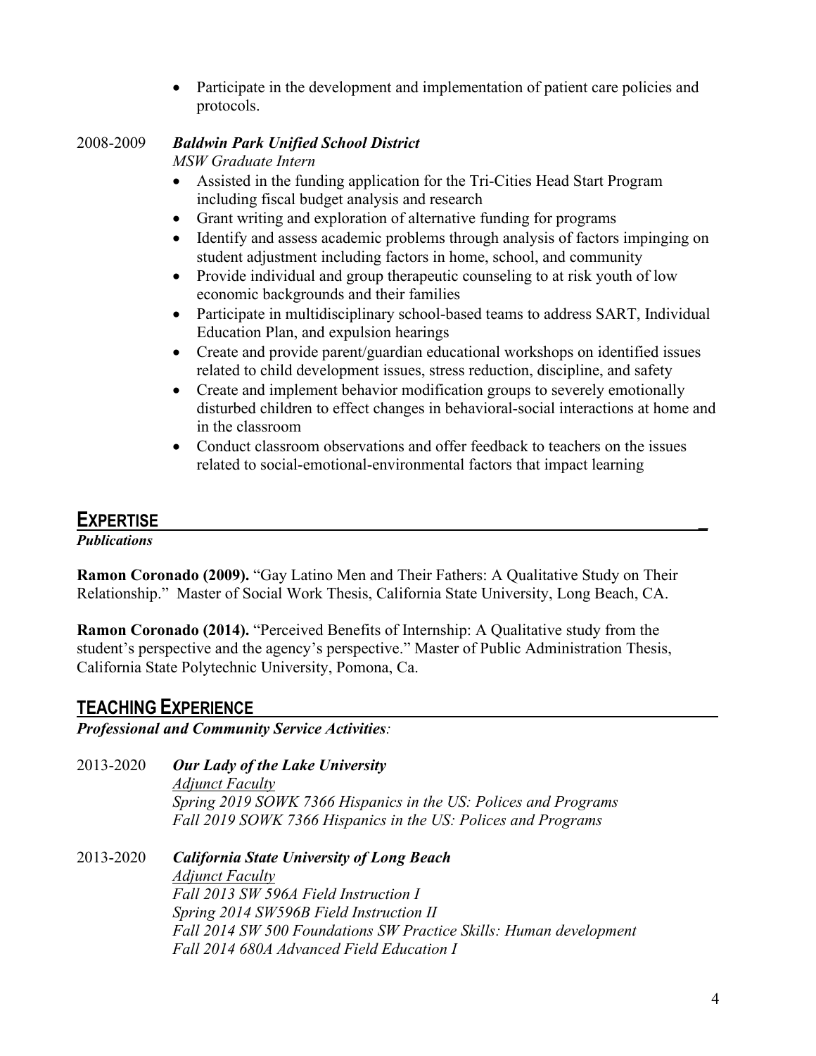- Participate in the development and implementation of patient care policies and protocols.

2008-2009 ***Baldwin Park Unified School District***
*MSW Graduate Intern*

- Assisted in the funding application for the Tri-Cities Head Start Program including fiscal budget analysis and research
- Grant writing and exploration of alternative funding for programs
- Identify and assess academic problems through analysis of factors impinging on student adjustment including factors in home, school, and community
- Provide individual and group therapeutic counseling to at risk youth of low economic backgrounds and their families
- Participate in multidisciplinary school-based teams to address SART, Individual Education Plan, and expulsion hearings
- Create and provide parent/guardian educational workshops on identified issues related to child development issues, stress reduction, discipline, and safety
- Create and implement behavior modification groups to severely emotionally disturbed children to effect changes in behavioral-social interactions at home and in the classroom
- Conduct classroom observations and offer feedback to teachers on the issues related to social-emotional-environmental factors that impact learning

## EXPERTISE

***Publications***

**Ramon Coronado (2009).** "Gay Latino Men and Their Fathers: A Qualitative Study on Their Relationship." Master of Social Work Thesis, California State University, Long Beach, CA.

**Ramon Coronado (2014).** "Perceived Benefits of Internship: A Qualitative study from the student's perspective and the agency's perspective." Master of Public Administration Thesis, California State Polytechnic University, Pomona, Ca.

## TEACHING EXPERIENCE

***Professional and Community Service Activities**:*

2013-2020 ***Our Lady of the Lake University***
*Adjunct Faculty*
*Spring 2019 SOWK 7366 Hispanics in the US: Polices and Programs*
*Fall 2019 SOWK 7366 Hispanics in the US: Polices and Programs*

2013-2020 ***California State University of Long Beach***
*Adjunct Faculty*
*Fall 2013 SW 596A Field Instruction I*
*Spring 2014 SW596B Field Instruction II*
*Fall 2014 SW 500 Foundations SW Practice Skills: Human development*
*Fall 2014 680A Advanced Field Education I*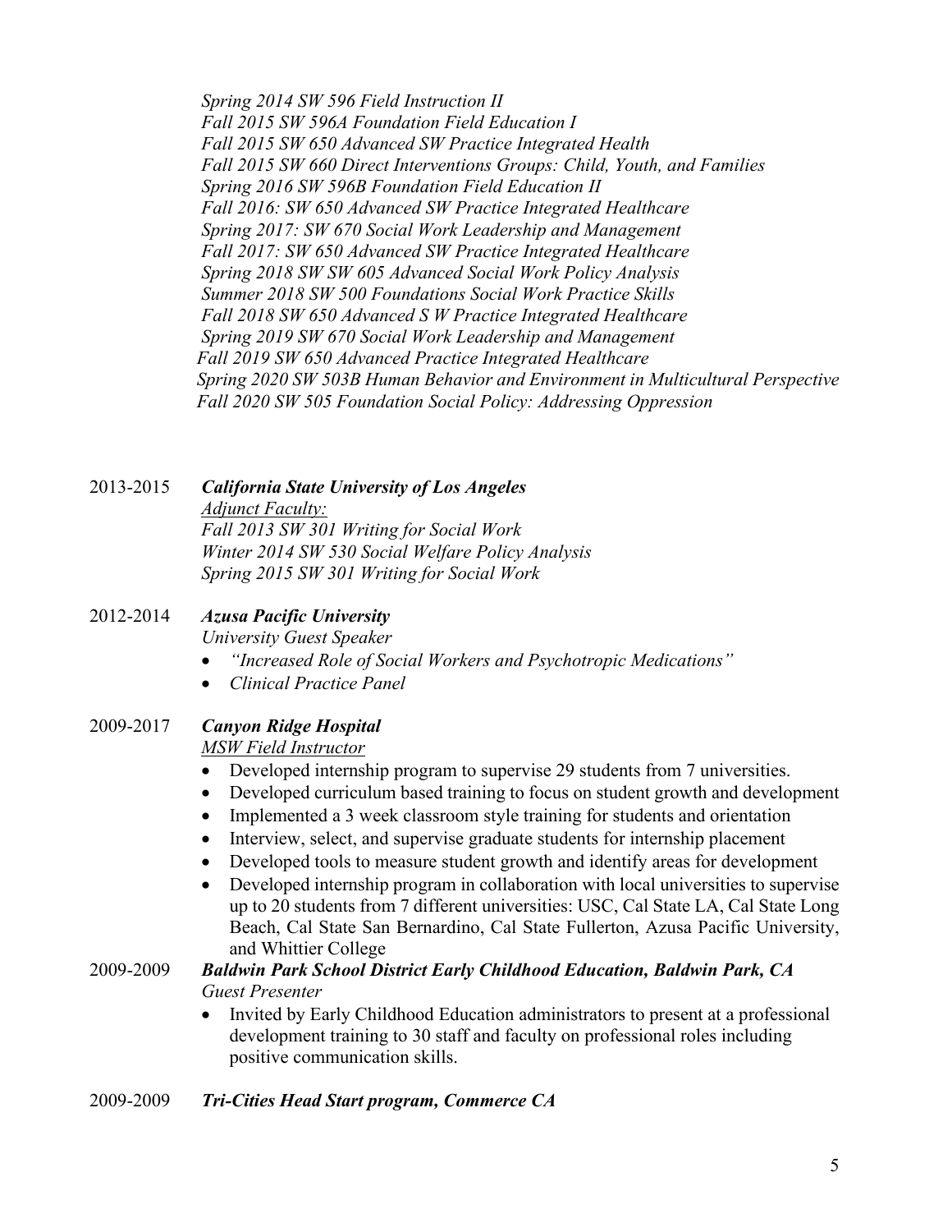*Spring 2014 SW 596 Field Instruction II*
*Fall 2015 SW 596A Foundation Field Education I*
*Fall 2015 SW 650 Advanced SW Practice Integrated Health*
*Fall 2015 SW 660 Direct Interventions Groups: Child, Youth, and Families*
*Spring 2016 SW 596B Foundation Field Education II*
*Fall 2016: SW 650 Advanced SW Practice Integrated Healthcare*
*Spring 2017: SW 670 Social Work Leadership and Management*
*Fall 2017: SW 650 Advanced SW Practice Integrated Healthcare*
*Spring 2018 SW SW 605 Advanced Social Work Policy Analysis*
*Summer 2018 SW 500 Foundations Social Work Practice Skills*
*Fall 2018 SW 650 Advanced S W Practice Integrated Healthcare*
*Spring 2019 SW 670 Social Work Leadership and Management*
*Fall 2019 SW 650 Advanced Practice Integrated Healthcare*
*Spring 2020 SW 503B Human Behavior and Environment in Multicultural Perspective*
*Fall 2020 SW 505 Foundation Social Policy: Addressing Oppression*

2013-2015 ***California State University of Los Angeles***
*Adjunct Faculty:*
*Fall 2013 SW 301 Writing for Social Work*
*Winter 2014 SW 530 Social Welfare Policy Analysis*
*Spring 2015 SW 301 Writing for Social Work*

2012-2014 ***Azusa Pacific University***
*University Guest Speaker*

- *"Increased Role of Social Workers and Psychotropic Medications"*
- *Clinical Practice Panel*

2009-2017 ***Canyon Ridge Hospital***
*MSW Field Instructor*

- Developed internship program to supervise 29 students from 7 universities.
- Developed curriculum based training to focus on student growth and development
- Implemented a 3 week classroom style training for students and orientation
- Interview, select, and supervise graduate students for internship placement
- Developed tools to measure student growth and identify areas for development
- Developed internship program in collaboration with local universities to supervise up to 20 students from 7 different universities: USC, Cal State LA, Cal State Long Beach, Cal State San Bernardino, Cal State Fullerton, Azusa Pacific University, and Whittier College

2009-2009 ***Baldwin Park School District Early Childhood Education, Baldwin Park, CA***
*Guest Presenter*

- Invited by Early Childhood Education administrators to present at a professional development training to 30 staff and faculty on professional roles including positive communication skills.

2009-2009 ***Tri-Cities Head Start program, Commerce CA***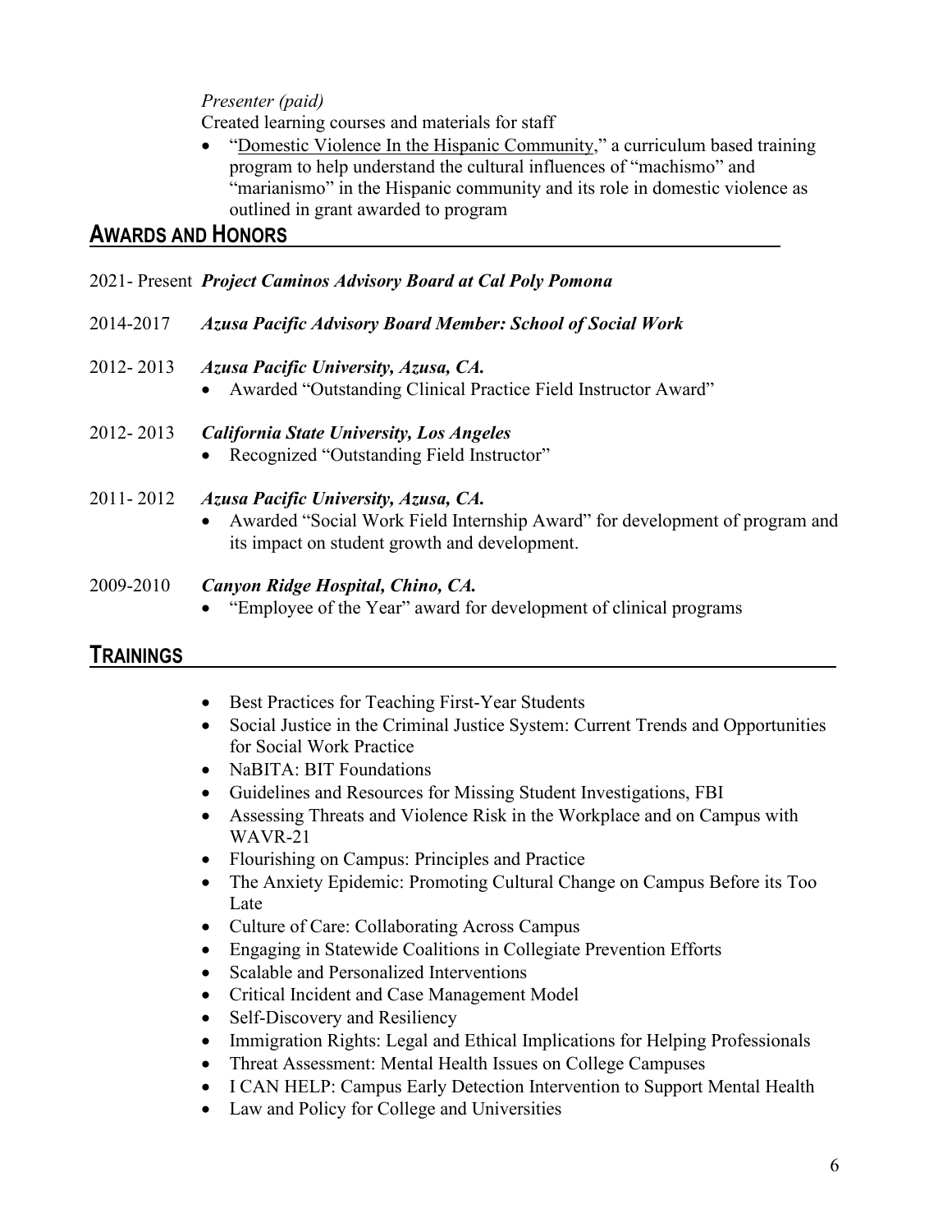*Presenter (paid)*

Created learning courses and materials for staff

- "Domestic Violence In the Hispanic Community," a curriculum based training program to help understand the cultural influences of "machismo" and "marianismo" in the Hispanic community and its role in domestic violence as outlined in grant awarded to program

## AWARDS AND HONORS

2021- Present ***Project Caminos Advisory Board at Cal Poly Pomona***

2014-2017 ***Azusa Pacific Advisory Board Member: School of Social Work***

2012- 2013 ***Azusa Pacific University, Azusa, CA.***

- Awarded "Outstanding Clinical Practice Field Instructor Award"

2012- 2013 ***California State University, Los Angeles***

- Recognized "Outstanding Field Instructor"

2011- 2012 ***Azusa Pacific University, Azusa, CA.***

- Awarded "Social Work Field Internship Award" for development of program and its impact on student growth and development.

2009-2010 ***Canyon Ridge Hospital, Chino, CA.***

- "Employee of the Year" award for development of clinical programs

## TRAININGS

- Best Practices for Teaching First-Year Students
- Social Justice in the Criminal Justice System: Current Trends and Opportunities for Social Work Practice
- NaBITA: BIT Foundations
- Guidelines and Resources for Missing Student Investigations, FBI
- Assessing Threats and Violence Risk in the Workplace and on Campus with WAVR-21
- Flourishing on Campus: Principles and Practice
- The Anxiety Epidemic: Promoting Cultural Change on Campus Before its Too Late
- Culture of Care: Collaborating Across Campus
- Engaging in Statewide Coalitions in Collegiate Prevention Efforts
- Scalable and Personalized Interventions
- Critical Incident and Case Management Model
- Self-Discovery and Resiliency
- Immigration Rights: Legal and Ethical Implications for Helping Professionals
- Threat Assessment: Mental Health Issues on College Campuses
- I CAN HELP: Campus Early Detection Intervention to Support Mental Health
- Law and Policy for College and Universities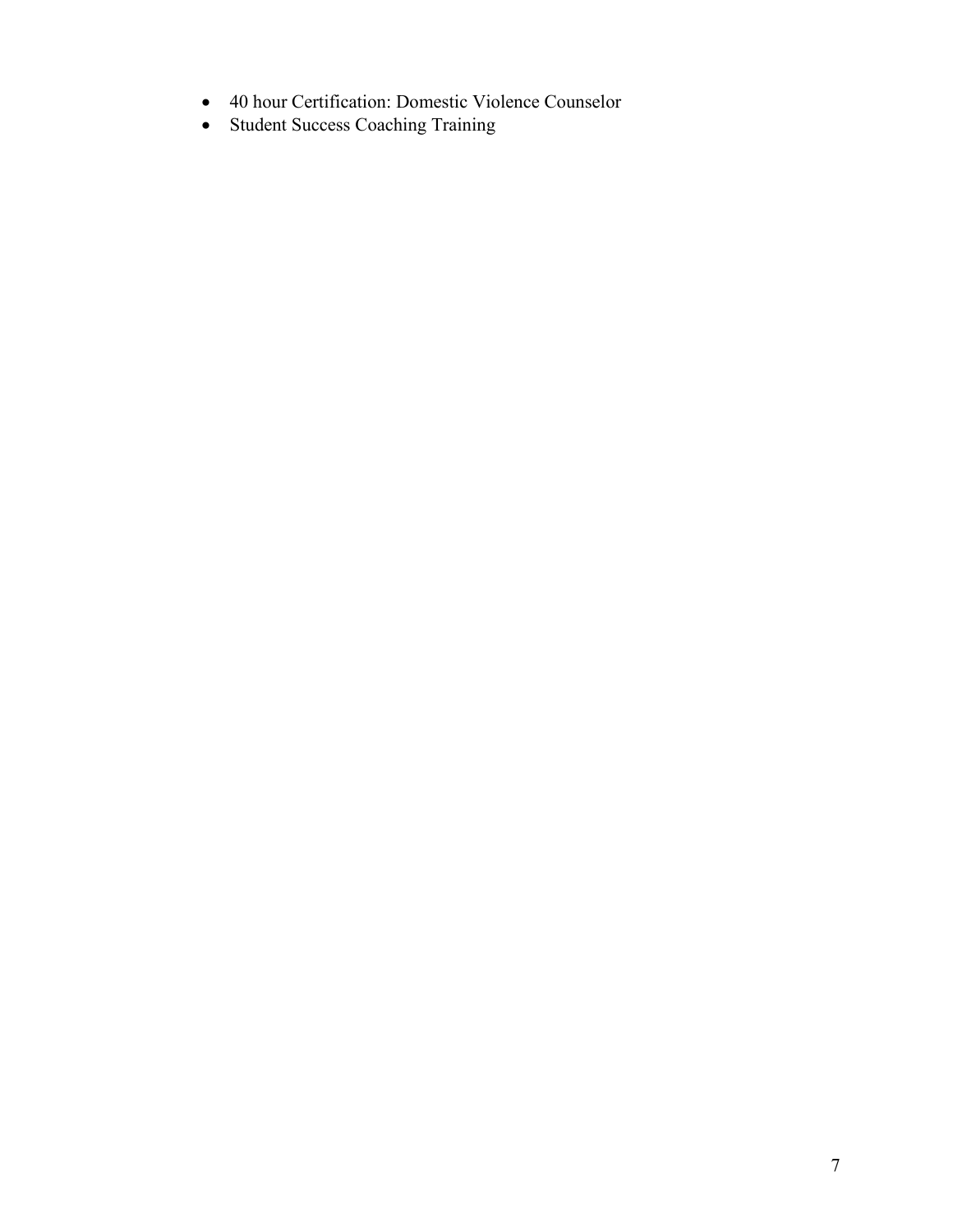- 40 hour Certification: Domestic Violence Counselor
- Student Success Coaching Training